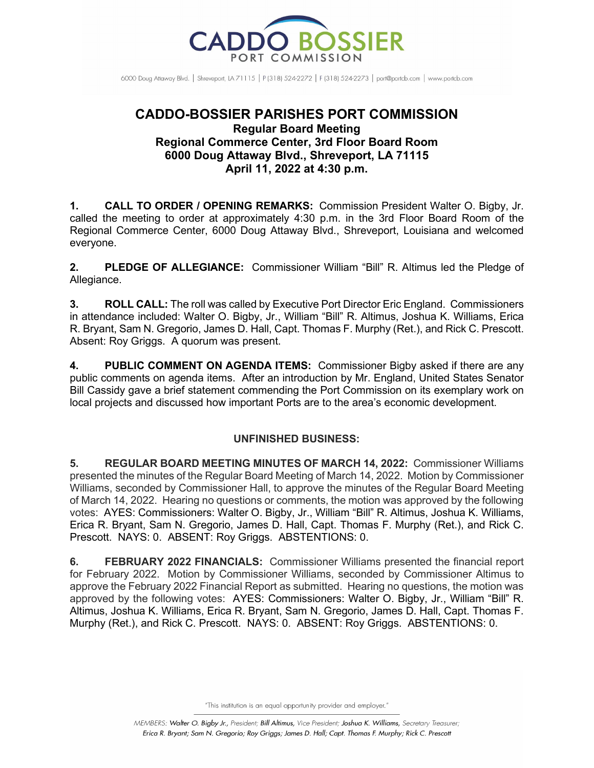CADDO BOSSIER PORT COMMISSION

6000 Doug Attaway Blvd. | Shreveport, LA 71115 | P (318) 524-2272 | F (318) 524-2273 | port@portcb.com | www.portcb.com

# CADDO-BOSSIER PARISHES PORT COMMISSION

## Regular Board Meeting
## Regional Commerce Center, 3rd Floor Board Room
## 6000 Doug Attaway Blvd., Shreveport, LA 71115
## April 11, 2022 at 4:30 p.m.

**1. CALL TO ORDER / OPENING REMARKS:** Commission President Walter O. Bigby, Jr. called the meeting to order at approximately 4:30 p.m. in the 3rd Floor Board Room of the Regional Commerce Center, 6000 Doug Attaway Blvd., Shreveport, Louisiana and welcomed everyone.

**2. PLEDGE OF ALLEGIANCE:** Commissioner William "Bill" R. Altimus led the Pledge of Allegiance.

**3. ROLL CALL:** The roll was called by Executive Port Director Eric England. Commissioners in attendance included: Walter O. Bigby, Jr., William "Bill" R. Altimus, Joshua K. Williams, Erica R. Bryant, Sam N. Gregorio, James D. Hall, Capt. Thomas F. Murphy (Ret.), and Rick C. Prescott. Absent: Roy Griggs. A quorum was present.

**4. PUBLIC COMMENT ON AGENDA ITEMS:** Commissioner Bigby asked if there are any public comments on agenda items. After an introduction by Mr. England, United States Senator Bill Cassidy gave a brief statement commending the Port Commission on its exemplary work on local projects and discussed how important Ports are to the area's economic development.

### UNFINISHED BUSINESS:

**5. REGULAR BOARD MEETING MINUTES OF MARCH 14, 2022:** Commissioner Williams presented the minutes of the Regular Board Meeting of March 14, 2022. Motion by Commissioner Williams, seconded by Commissioner Hall, to approve the minutes of the Regular Board Meeting of March 14, 2022. Hearing no questions or comments, the motion was approved by the following votes: AYES: Commissioners: Walter O. Bigby, Jr., William "Bill" R. Altimus, Joshua K. Williams, Erica R. Bryant, Sam N. Gregorio, James D. Hall, Capt. Thomas F. Murphy (Ret.), and Rick C. Prescott. NAYS: 0. ABSENT: Roy Griggs. ABSTENTIONS: 0.

**6. FEBRUARY 2022 FINANCIALS:** Commissioner Williams presented the financial report for February 2022. Motion by Commissioner Williams, seconded by Commissioner Altimus to approve the February 2022 Financial Report as submitted. Hearing no questions, the motion was approved by the following votes: AYES: Commissioners: Walter O. Bigby, Jr., William "Bill" R. Altimus, Joshua K. Williams, Erica R. Bryant, Sam N. Gregorio, James D. Hall, Capt. Thomas F. Murphy (Ret.), and Rick C. Prescott. NAYS: 0. ABSENT: Roy Griggs. ABSTENTIONS: 0.

"This institution is an equal opportunity provider and employer."

*MEMBERS: Walter O. Bigby Jr., President; Bill Altimus, Vice President; Joshua K. Williams, Secretary Treasurer; Erica R. Bryant; Sam N. Gregorio; Roy Griggs; James D. Hall; Capt. Thomas F. Murphy; Rick C. Prescott*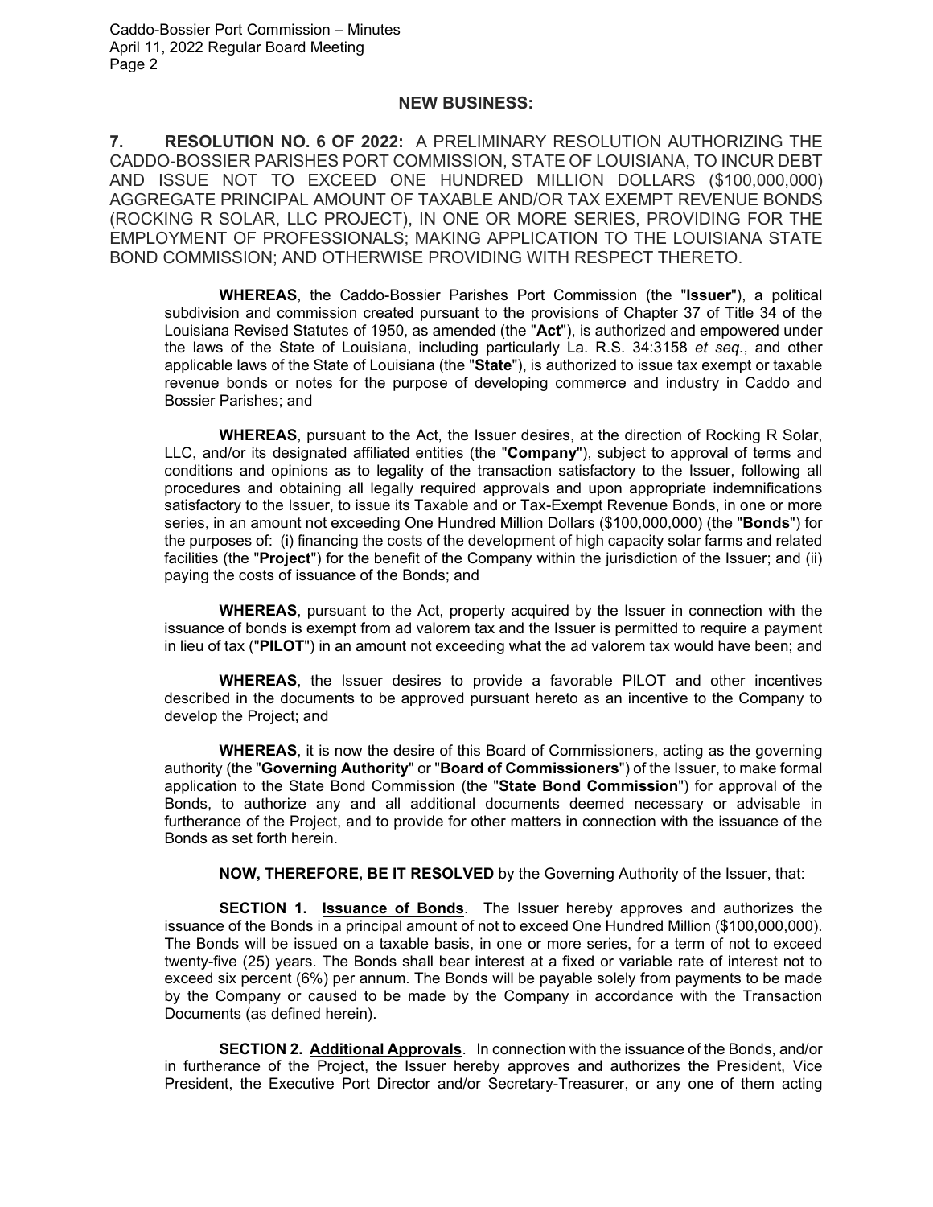## NEW BUSINESS:

**7. RESOLUTION NO. 6 OF 2022:** A PRELIMINARY RESOLUTION AUTHORIZING THE CADDO-BOSSIER PARISHES PORT COMMISSION, STATE OF LOUISIANA, TO INCUR DEBT AND ISSUE NOT TO EXCEED ONE HUNDRED MILLION DOLLARS ($100,000,000) AGGREGATE PRINCIPAL AMOUNT OF TAXABLE AND/OR TAX EXEMPT REVENUE BONDS (ROCKING R SOLAR, LLC PROJECT), IN ONE OR MORE SERIES, PROVIDING FOR THE EMPLOYMENT OF PROFESSIONALS; MAKING APPLICATION TO THE LOUISIANA STATE BOND COMMISSION; AND OTHERWISE PROVIDING WITH RESPECT THERETO.

**WHEREAS**, the Caddo-Bossier Parishes Port Commission (the "**Issuer**"), a political subdivision and commission created pursuant to the provisions of Chapter 37 of Title 34 of the Louisiana Revised Statutes of 1950, as amended (the "**Act**"), is authorized and empowered under the laws of the State of Louisiana, including particularly La. R.S. 34:3158 *et seq.*, and other applicable laws of the State of Louisiana (the "**State**"), is authorized to issue tax exempt or taxable revenue bonds or notes for the purpose of developing commerce and industry in Caddo and Bossier Parishes; and

**WHEREAS**, pursuant to the Act, the Issuer desires, at the direction of Rocking R Solar, LLC, and/or its designated affiliated entities (the "**Company**"), subject to approval of terms and conditions and opinions as to legality of the transaction satisfactory to the Issuer, following all procedures and obtaining all legally required approvals and upon appropriate indemnifications satisfactory to the Issuer, to issue its Taxable and or Tax-Exempt Revenue Bonds, in one or more series, in an amount not exceeding One Hundred Million Dollars ($100,000,000) (the "**Bonds**") for the purposes of: (i) financing the costs of the development of high capacity solar farms and related facilities (the "**Project**") for the benefit of the Company within the jurisdiction of the Issuer; and (ii) paying the costs of issuance of the Bonds; and

**WHEREAS**, pursuant to the Act, property acquired by the Issuer in connection with the issuance of bonds is exempt from ad valorem tax and the Issuer is permitted to require a payment in lieu of tax ("**PILOT**") in an amount not exceeding what the ad valorem tax would have been; and

**WHEREAS**, the Issuer desires to provide a favorable PILOT and other incentives described in the documents to be approved pursuant hereto as an incentive to the Company to develop the Project; and

**WHEREAS**, it is now the desire of this Board of Commissioners, acting as the governing authority (the "**Governing Authority**" or "**Board of Commissioners**") of the Issuer, to make formal application to the State Bond Commission (the "**State Bond Commission**") for approval of the Bonds, to authorize any and all additional documents deemed necessary or advisable in furtherance of the Project, and to provide for other matters in connection with the issuance of the Bonds as set forth herein.

**NOW, THEREFORE, BE IT RESOLVED** by the Governing Authority of the Issuer, that:

**SECTION 1. Issuance of Bonds**. The Issuer hereby approves and authorizes the issuance of the Bonds in a principal amount of not to exceed One Hundred Million ($100,000,000). The Bonds will be issued on a taxable basis, in one or more series, for a term of not to exceed twenty-five (25) years. The Bonds shall bear interest at a fixed or variable rate of interest not to exceed six percent (6%) per annum. The Bonds will be payable solely from payments to be made by the Company or caused to be made by the Company in accordance with the Transaction Documents (as defined herein).

**SECTION 2. Additional Approvals**. In connection with the issuance of the Bonds, and/or in furtherance of the Project, the Issuer hereby approves and authorizes the President, Vice President, the Executive Port Director and/or Secretary-Treasurer, or any one of them acting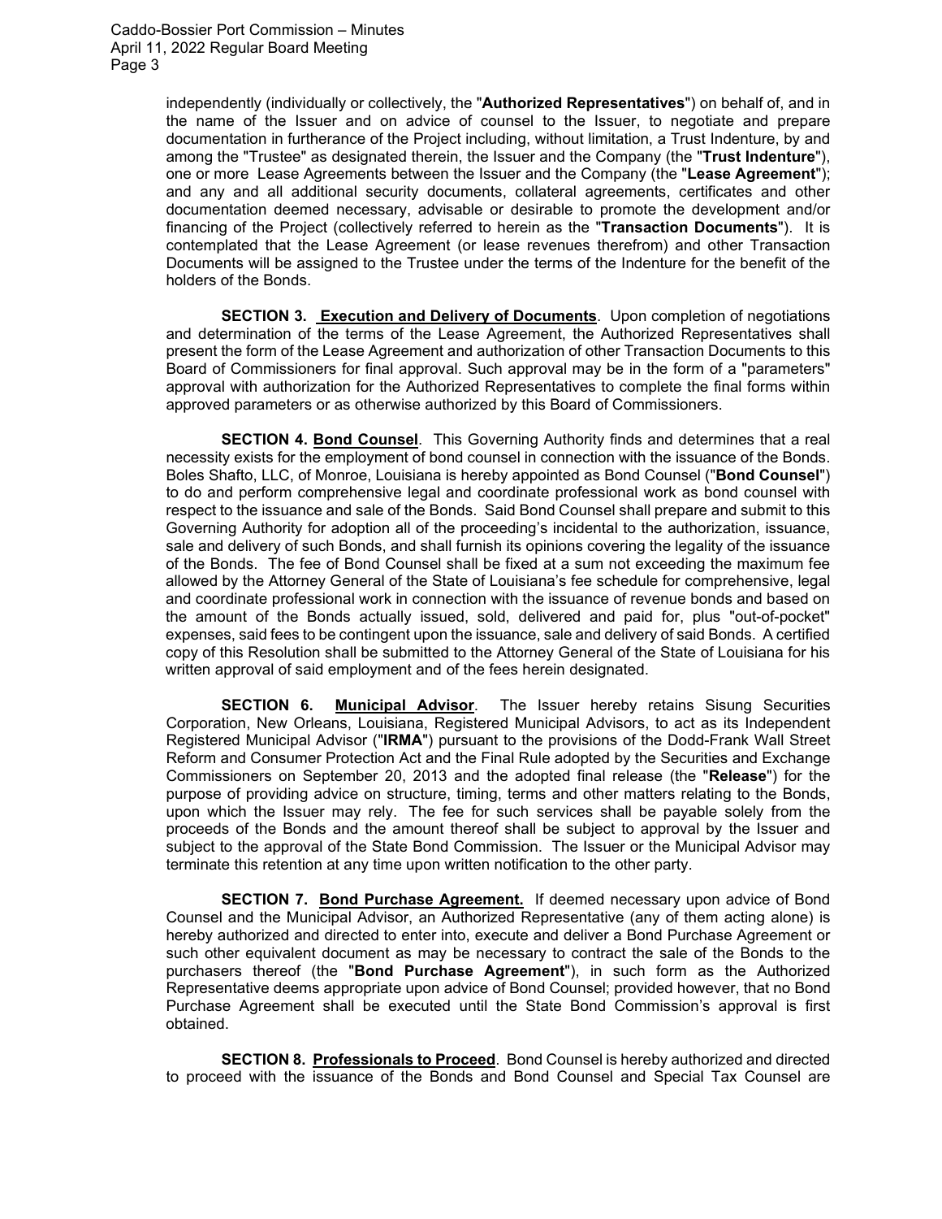independently (individually or collectively, the "**Authorized Representatives**") on behalf of, and in the name of the Issuer and on advice of counsel to the Issuer, to negotiate and prepare documentation in furtherance of the Project including, without limitation, a Trust Indenture, by and among the "Trustee" as designated therein, the Issuer and the Company (the "**Trust Indenture**"), one or more Lease Agreements between the Issuer and the Company (the "**Lease Agreement**"); and any and all additional security documents, collateral agreements, certificates and other documentation deemed necessary, advisable or desirable to promote the development and/or financing of the Project (collectively referred to herein as the "**Transaction Documents**"). It is contemplated that the Lease Agreement (or lease revenues therefrom) and other Transaction Documents will be assigned to the Trustee under the terms of the Indenture for the benefit of the holders of the Bonds.

**SECTION 3. <u>Execution and Delivery of Documents</u>**. Upon completion of negotiations and determination of the terms of the Lease Agreement, the Authorized Representatives shall present the form of the Lease Agreement and authorization of other Transaction Documents to this Board of Commissioners for final approval. Such approval may be in the form of a "parameters" approval with authorization for the Authorized Representatives to complete the final forms within approved parameters or as otherwise authorized by this Board of Commissioners.

**SECTION 4. <u>Bond Counsel</u>**. This Governing Authority finds and determines that a real necessity exists for the employment of bond counsel in connection with the issuance of the Bonds. Boles Shafto, LLC, of Monroe, Louisiana is hereby appointed as Bond Counsel ("**Bond Counsel**") to do and perform comprehensive legal and coordinate professional work as bond counsel with respect to the issuance and sale of the Bonds. Said Bond Counsel shall prepare and submit to this Governing Authority for adoption all of the proceeding's incidental to the authorization, issuance, sale and delivery of such Bonds, and shall furnish its opinions covering the legality of the issuance of the Bonds. The fee of Bond Counsel shall be fixed at a sum not exceeding the maximum fee allowed by the Attorney General of the State of Louisiana's fee schedule for comprehensive, legal and coordinate professional work in connection with the issuance of revenue bonds and based on the amount of the Bonds actually issued, sold, delivered and paid for, plus "out-of-pocket" expenses, said fees to be contingent upon the issuance, sale and delivery of said Bonds. A certified copy of this Resolution shall be submitted to the Attorney General of the State of Louisiana for his written approval of said employment and of the fees herein designated.

**SECTION 6. <u>Municipal Advisor</u>**. The Issuer hereby retains Sisung Securities Corporation, New Orleans, Louisiana, Registered Municipal Advisors, to act as its Independent Registered Municipal Advisor ("**IRMA**") pursuant to the provisions of the Dodd-Frank Wall Street Reform and Consumer Protection Act and the Final Rule adopted by the Securities and Exchange Commissioners on September 20, 2013 and the adopted final release (the "**Release**") for the purpose of providing advice on structure, timing, terms and other matters relating to the Bonds, upon which the Issuer may rely. The fee for such services shall be payable solely from the proceeds of the Bonds and the amount thereof shall be subject to approval by the Issuer and subject to the approval of the State Bond Commission. The Issuer or the Municipal Advisor may terminate this retention at any time upon written notification to the other party.

**SECTION 7. <u>Bond Purchase Agreement.</u>** If deemed necessary upon advice of Bond Counsel and the Municipal Advisor, an Authorized Representative (any of them acting alone) is hereby authorized and directed to enter into, execute and deliver a Bond Purchase Agreement or such other equivalent document as may be necessary to contract the sale of the Bonds to the purchasers thereof (the "**Bond Purchase Agreement**"), in such form as the Authorized Representative deems appropriate upon advice of Bond Counsel; provided however, that no Bond Purchase Agreement shall be executed until the State Bond Commission's approval is first obtained.

**SECTION 8. <u>Professionals to Proceed</u>**. Bond Counsel is hereby authorized and directed to proceed with the issuance of the Bonds and Bond Counsel and Special Tax Counsel are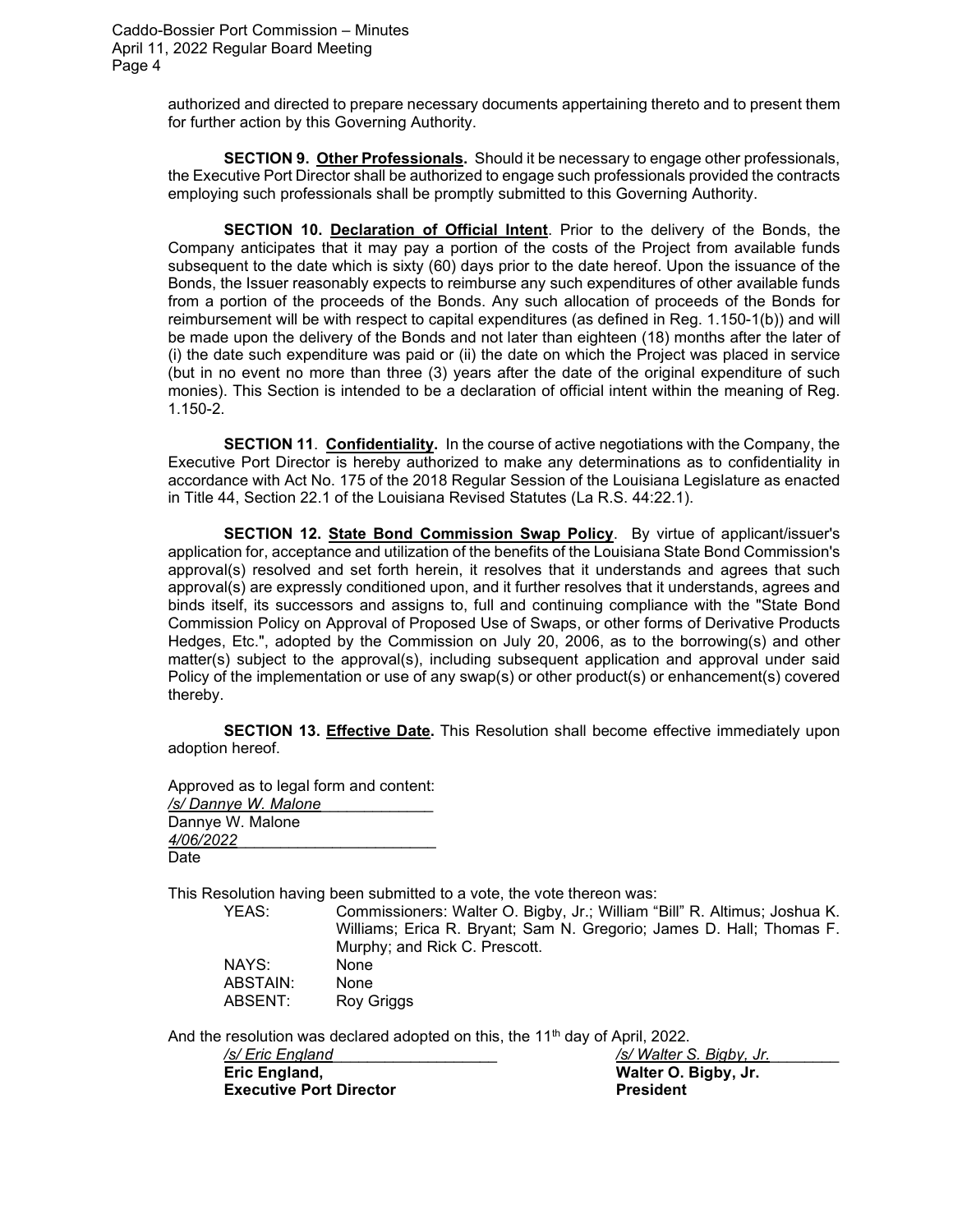authorized and directed to prepare necessary documents appertaining thereto and to present them for further action by this Governing Authority.

**SECTION 9. Other Professionals.** Should it be necessary to engage other professionals, the Executive Port Director shall be authorized to engage such professionals provided the contracts employing such professionals shall be promptly submitted to this Governing Authority.

**SECTION 10. Declaration of Official Intent**. Prior to the delivery of the Bonds, the Company anticipates that it may pay a portion of the costs of the Project from available funds subsequent to the date which is sixty (60) days prior to the date hereof. Upon the issuance of the Bonds, the Issuer reasonably expects to reimburse any such expenditures of other available funds from a portion of the proceeds of the Bonds. Any such allocation of proceeds of the Bonds for reimbursement will be with respect to capital expenditures (as defined in Reg. 1.150-1(b)) and will be made upon the delivery of the Bonds and not later than eighteen (18) months after the later of (i) the date such expenditure was paid or (ii) the date on which the Project was placed in service (but in no event no more than three (3) years after the date of the original expenditure of such monies). This Section is intended to be a declaration of official intent within the meaning of Reg. 1.150-2.

**SECTION 11. Confidentiality.** In the course of active negotiations with the Company, the Executive Port Director is hereby authorized to make any determinations as to confidentiality in accordance with Act No. 175 of the 2018 Regular Session of the Louisiana Legislature as enacted in Title 44, Section 22.1 of the Louisiana Revised Statutes (La R.S. 44:22.1).

**SECTION 12. State Bond Commission Swap Policy**. By virtue of applicant/issuer's application for, acceptance and utilization of the benefits of the Louisiana State Bond Commission's approval(s) resolved and set forth herein, it resolves that it understands and agrees that such approval(s) are expressly conditioned upon, and it further resolves that it understands, agrees and binds itself, its successors and assigns to, full and continuing compliance with the "State Bond Commission Policy on Approval of Proposed Use of Swaps, or other forms of Derivative Products Hedges, Etc.", adopted by the Commission on July 20, 2006, as to the borrowing(s) and other matter(s) subject to the approval(s), including subsequent application and approval under said Policy of the implementation or use of any swap(s) or other product(s) or enhancement(s) covered thereby.

**SECTION 13. Effective Date.** This Resolution shall become effective immediately upon adoption hereof.

Approved as to legal form and content:
*/s/ Dannye W. Malone*
Dannye W. Malone
*4/06/2022*
Date

This Resolution having been submitted to a vote, the vote thereon was:

| | |
|---|---|
| YEAS: | Commissioners: Walter O. Bigby, Jr.; William "Bill" R. Altimus; Joshua K. Williams; Erica R. Bryant; Sam N. Gregorio; James D. Hall; Thomas F. Murphy; and Rick C. Prescott. |
| NAYS: | None |
| ABSTAIN: | None |
| ABSENT: | Roy Griggs |

And the resolution was declared adopted on this, the 11th day of April, 2022.

*/s/ Eric England*
**Eric England,**
**Executive Port Director**

*/s/ Walter S. Bigby, Jr.*
**Walter O. Bigby, Jr.**
**President**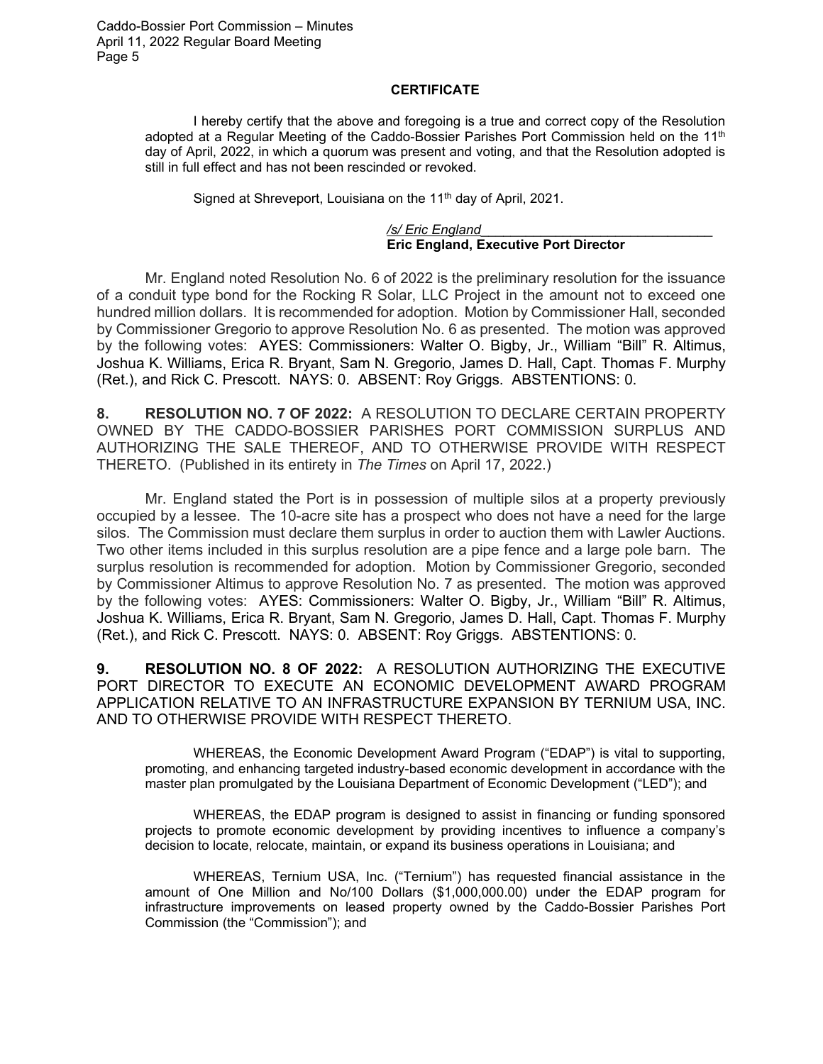**CERTIFICATE**

I hereby certify that the above and foregoing is a true and correct copy of the Resolution adopted at a Regular Meeting of the Caddo-Bossier Parishes Port Commission held on the 11th day of April, 2022, in which a quorum was present and voting, and that the Resolution adopted is still in full effect and has not been rescinded or revoked.

Signed at Shreveport, Louisiana on the 11th day of April, 2021.

*/s/ Eric England*\_\_\_\_\_\_\_\_\_\_\_\_\_\_\_\_\_\_\_\_\_\_\_\_\_\_\_\_\_\_
**Eric England, Executive Port Director**

Mr. England noted Resolution No. 6 of 2022 is the preliminary resolution for the issuance of a conduit type bond for the Rocking R Solar, LLC Project in the amount not to exceed one hundred million dollars. It is recommended for adoption. Motion by Commissioner Hall, seconded by Commissioner Gregorio to approve Resolution No. 6 as presented. The motion was approved by the following votes: AYES: Commissioners: Walter O. Bigby, Jr., William "Bill" R. Altimus, Joshua K. Williams, Erica R. Bryant, Sam N. Gregorio, James D. Hall, Capt. Thomas F. Murphy (Ret.), and Rick C. Prescott. NAYS: 0. ABSENT: Roy Griggs. ABSTENTIONS: 0.

**8. RESOLUTION NO. 7 OF 2022:** A RESOLUTION TO DECLARE CERTAIN PROPERTY OWNED BY THE CADDO-BOSSIER PARISHES PORT COMMISSION SURPLUS AND AUTHORIZING THE SALE THEREOF, AND TO OTHERWISE PROVIDE WITH RESPECT THERETO. (Published in its entirety in *The Times* on April 17, 2022.)

Mr. England stated the Port is in possession of multiple silos at a property previously occupied by a lessee. The 10-acre site has a prospect who does not have a need for the large silos. The Commission must declare them surplus in order to auction them with Lawler Auctions. Two other items included in this surplus resolution are a pipe fence and a large pole barn. The surplus resolution is recommended for adoption. Motion by Commissioner Gregorio, seconded by Commissioner Altimus to approve Resolution No. 7 as presented. The motion was approved by the following votes: AYES: Commissioners: Walter O. Bigby, Jr., William "Bill" R. Altimus, Joshua K. Williams, Erica R. Bryant, Sam N. Gregorio, James D. Hall, Capt. Thomas F. Murphy (Ret.), and Rick C. Prescott. NAYS: 0. ABSENT: Roy Griggs. ABSTENTIONS: 0.

**9. RESOLUTION NO. 8 OF 2022:** A RESOLUTION AUTHORIZING THE EXECUTIVE PORT DIRECTOR TO EXECUTE AN ECONOMIC DEVELOPMENT AWARD PROGRAM APPLICATION RELATIVE TO AN INFRASTRUCTURE EXPANSION BY TERNIUM USA, INC. AND TO OTHERWISE PROVIDE WITH RESPECT THERETO.

WHEREAS, the Economic Development Award Program ("EDAP") is vital to supporting, promoting, and enhancing targeted industry-based economic development in accordance with the master plan promulgated by the Louisiana Department of Economic Development ("LED"); and

WHEREAS, the EDAP program is designed to assist in financing or funding sponsored projects to promote economic development by providing incentives to influence a company's decision to locate, relocate, maintain, or expand its business operations in Louisiana; and

WHEREAS, Ternium USA, Inc. ("Ternium") has requested financial assistance in the amount of One Million and No/100 Dollars ($1,000,000.00) under the EDAP program for infrastructure improvements on leased property owned by the Caddo-Bossier Parishes Port Commission (the "Commission"); and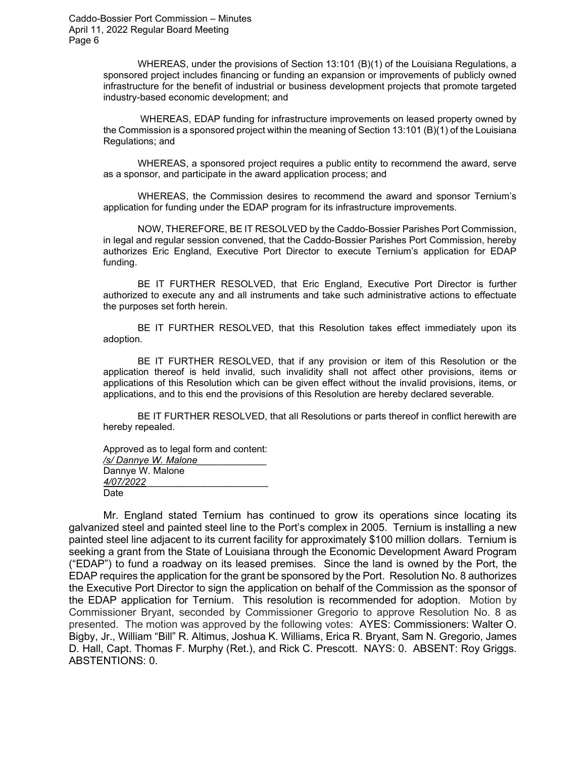WHEREAS, under the provisions of Section 13:101 (B)(1) of the Louisiana Regulations, a sponsored project includes financing or funding an expansion or improvements of publicly owned infrastructure for the benefit of industrial or business development projects that promote targeted industry-based economic development; and

WHEREAS, EDAP funding for infrastructure improvements on leased property owned by the Commission is a sponsored project within the meaning of Section 13:101 (B)(1) of the Louisiana Regulations; and

WHEREAS, a sponsored project requires a public entity to recommend the award, serve as a sponsor, and participate in the award application process; and

WHEREAS, the Commission desires to recommend the award and sponsor Ternium's application for funding under the EDAP program for its infrastructure improvements.

NOW, THEREFORE, BE IT RESOLVED by the Caddo-Bossier Parishes Port Commission, in legal and regular session convened, that the Caddo-Bossier Parishes Port Commission, hereby authorizes Eric England, Executive Port Director to execute Ternium's application for EDAP funding.

BE IT FURTHER RESOLVED, that Eric England, Executive Port Director is further authorized to execute any and all instruments and take such administrative actions to effectuate the purposes set forth herein.

BE IT FURTHER RESOLVED, that this Resolution takes effect immediately upon its adoption.

BE IT FURTHER RESOLVED, that if any provision or item of this Resolution or the application thereof is held invalid, such invalidity shall not affect other provisions, items or applications of this Resolution which can be given effect without the invalid provisions, items, or applications, and to this end the provisions of this Resolution are hereby declared severable.

BE IT FURTHER RESOLVED, that all Resolutions or parts thereof in conflict herewith are hereby repealed.

Approved as to legal form and content:
*/s/ Dannye W. Malone*
Dannye W. Malone
*4/07/2022*
Date

Mr. England stated Ternium has continued to grow its operations since locating its galvanized steel and painted steel line to the Port's complex in 2005. Ternium is installing a new painted steel line adjacent to its current facility for approximately $100 million dollars. Ternium is seeking a grant from the State of Louisiana through the Economic Development Award Program ("EDAP") to fund a roadway on its leased premises. Since the land is owned by the Port, the EDAP requires the application for the grant be sponsored by the Port. Resolution No. 8 authorizes the Executive Port Director to sign the application on behalf of the Commission as the sponsor of the EDAP application for Ternium. This resolution is recommended for adoption. Motion by Commissioner Bryant, seconded by Commissioner Gregorio to approve Resolution No. 8 as presented. The motion was approved by the following votes: AYES: Commissioners: Walter O. Bigby, Jr., William "Bill" R. Altimus, Joshua K. Williams, Erica R. Bryant, Sam N. Gregorio, James D. Hall, Capt. Thomas F. Murphy (Ret.), and Rick C. Prescott. NAYS: 0. ABSENT: Roy Griggs. ABSTENTIONS: 0.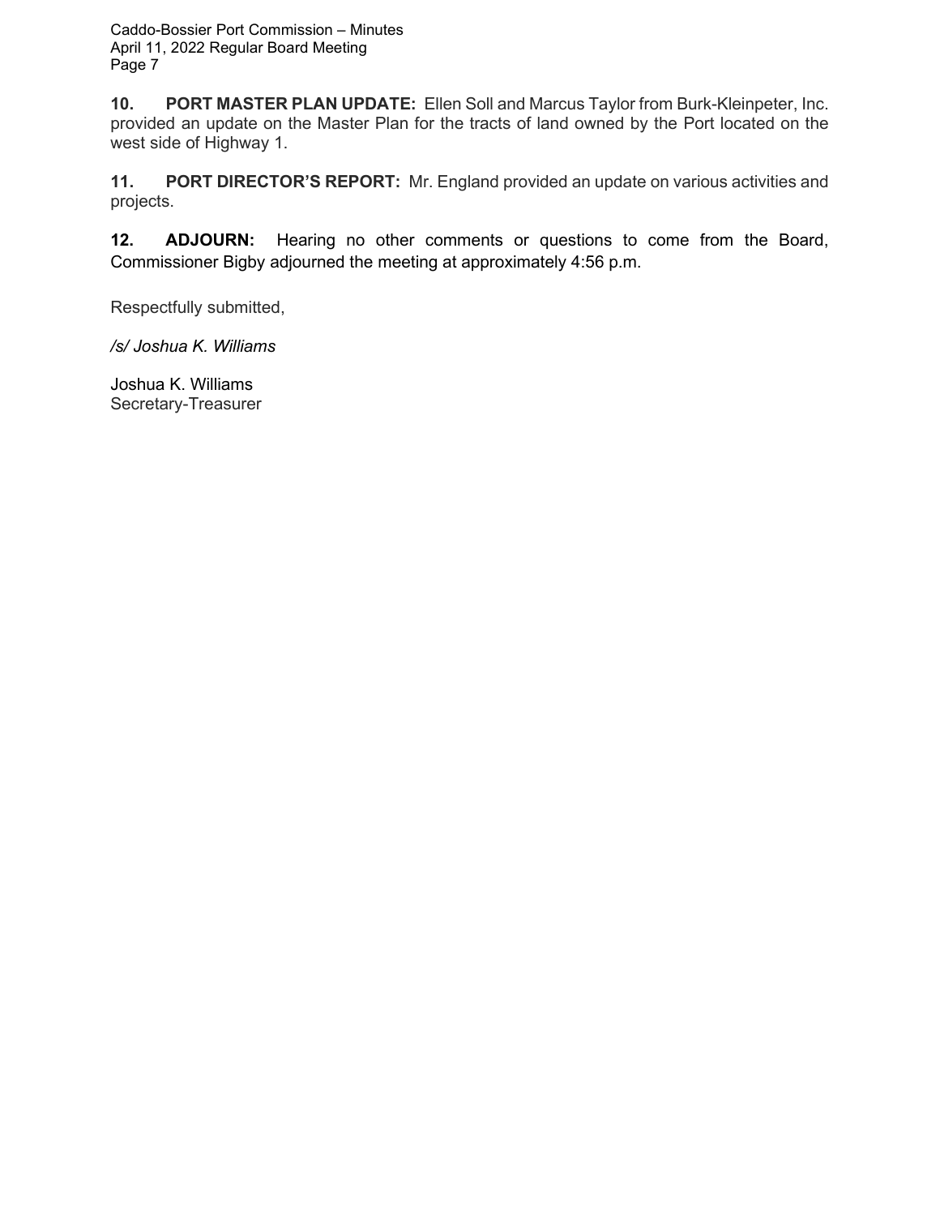**10. PORT MASTER PLAN UPDATE:** Ellen Soll and Marcus Taylor from Burk-Kleinpeter, Inc. provided an update on the Master Plan for the tracts of land owned by the Port located on the west side of Highway 1.

**11. PORT DIRECTOR'S REPORT:** Mr. England provided an update on various activities and projects.

**12. ADJOURN:** Hearing no other comments or questions to come from the Board, Commissioner Bigby adjourned the meeting at approximately 4:56 p.m.

Respectfully submitted,

*/s/ Joshua K. Williams*

Joshua K. Williams
Secretary-Treasurer